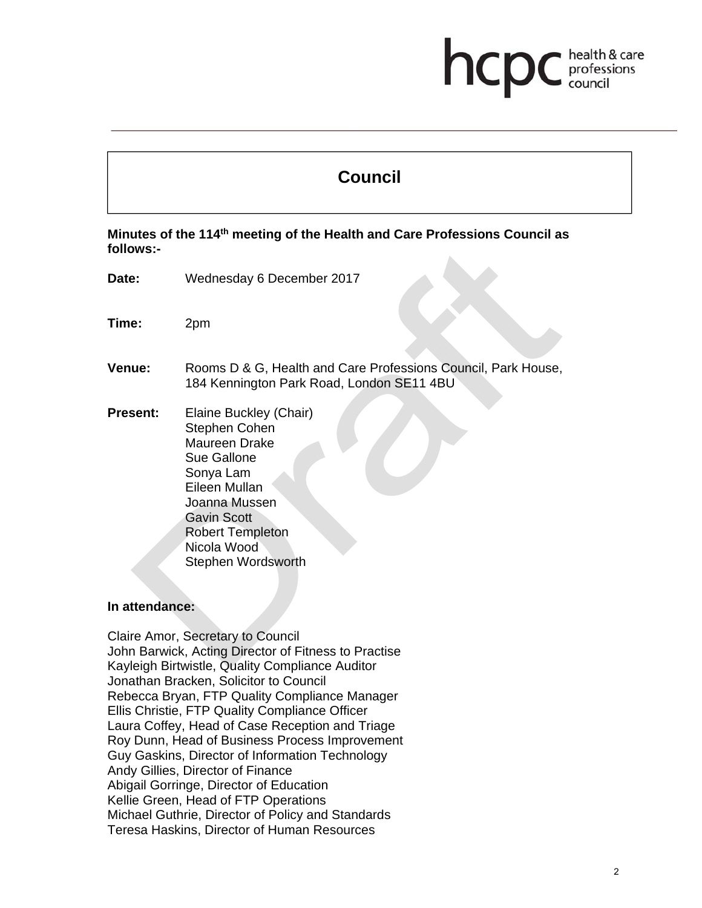# Council

**Minutes of the 114th meeting of the Health and Care Professions Council as follows:-**

**Date:** Wednesday 6 December 2017

**Time:** 2pm

**Venue:** Rooms D & G, Health and Care Professions Council, Park House, 184 Kennington Park Road, London SE11 4BU

**Present:** Elaine Buckley (Chair)
Stephen Cohen
Maureen Drake
Sue Gallone
Sonya Lam
Eileen Mullan
Joanna Mussen
Gavin Scott
Robert Templeton
Nicola Wood
Stephen Wordsworth

**In attendance:**

Claire Amor, Secretary to Council
John Barwick, Acting Director of Fitness to Practise
Kayleigh Birtwistle, Quality Compliance Auditor
Jonathan Bracken, Solicitor to Council
Rebecca Bryan, FTP Quality Compliance Manager
Ellis Christie, FTP Quality Compliance Officer
Laura Coffey, Head of Case Reception and Triage
Roy Dunn, Head of Business Process Improvement
Guy Gaskins, Director of Information Technology
Andy Gillies, Director of Finance
Abigail Gorringe, Director of Education
Kellie Green, Head of FTP Operations
Michael Guthrie, Director of Policy and Standards
Teresa Haskins, Director of Human Resources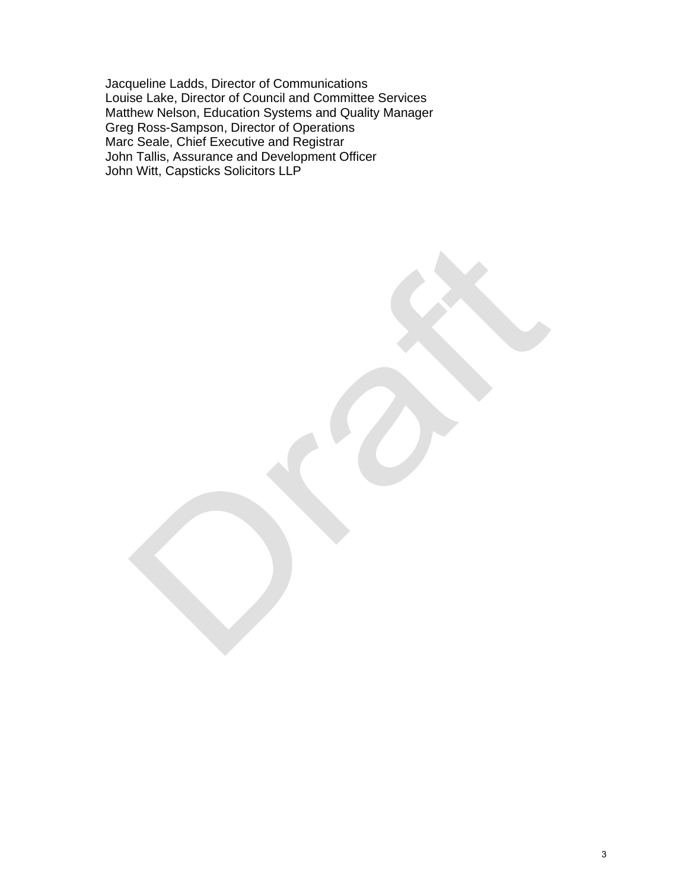Jacqueline Ladds, Director of Communications
Louise Lake, Director of Council and Committee Services
Matthew Nelson, Education Systems and Quality Manager
Greg Ross-Sampson, Director of Operations
Marc Seale, Chief Executive and Registrar
John Tallis, Assurance and Development Officer
John Witt, Capsticks Solicitors LLP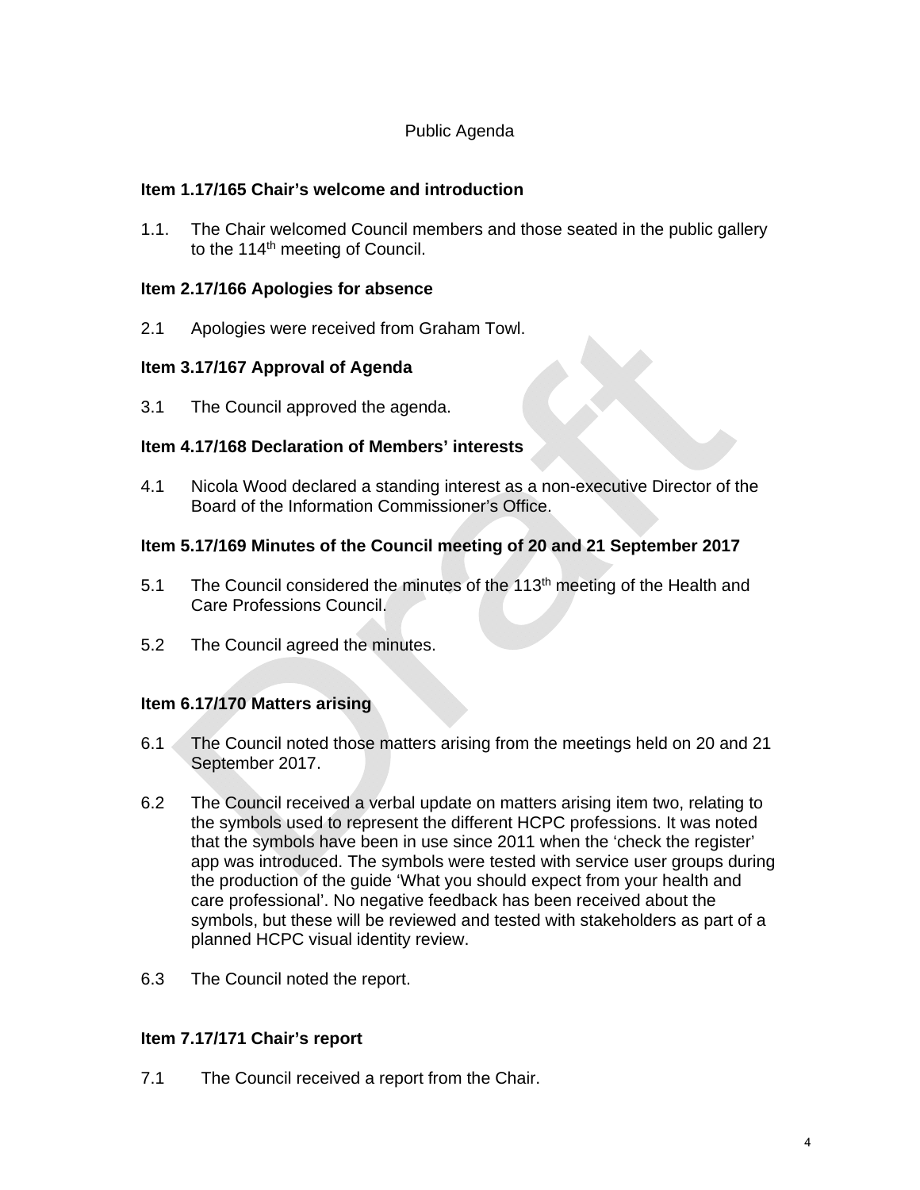Public Agenda

**Item 1.17/165 Chair's welcome and introduction**

1.1. The Chair welcomed Council members and those seated in the public gallery to the 114th meeting of Council.

**Item 2.17/166 Apologies for absence**

2.1 Apologies were received from Graham Towl.

**Item 3.17/167 Approval of Agenda**

3.1 The Council approved the agenda.

**Item 4.17/168 Declaration of Members' interests**

4.1 Nicola Wood declared a standing interest as a non-executive Director of the Board of the Information Commissioner's Office.

**Item 5.17/169 Minutes of the Council meeting of 20 and 21 September 2017**

5.1 The Council considered the minutes of the 113th meeting of the Health and Care Professions Council.

5.2 The Council agreed the minutes.

**Item 6.17/170 Matters arising**

6.1 The Council noted those matters arising from the meetings held on 20 and 21 September 2017.

6.2 The Council received a verbal update on matters arising item two, relating to the symbols used to represent the different HCPC professions. It was noted that the symbols have been in use since 2011 when the 'check the register' app was introduced. The symbols were tested with service user groups during the production of the guide 'What you should expect from your health and care professional'. No negative feedback has been received about the symbols, but these will be reviewed and tested with stakeholders as part of a planned HCPC visual identity review.

6.3 The Council noted the report.

**Item 7.17/171 Chair's report**

7.1 The Council received a report from the Chair.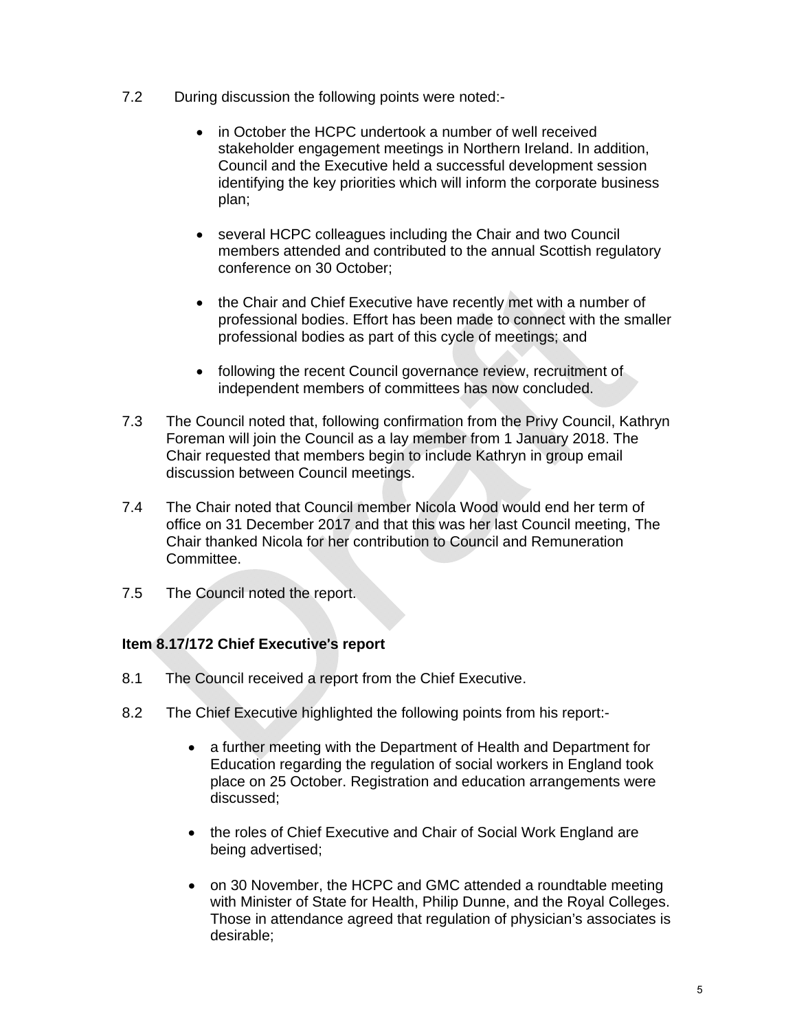7.2 During discussion the following points were noted:-

- in October the HCPC undertook a number of well received stakeholder engagement meetings in Northern Ireland. In addition, Council and the Executive held a successful development session identifying the key priorities which will inform the corporate business plan;

- several HCPC colleagues including the Chair and two Council members attended and contributed to the annual Scottish regulatory conference on 30 October;

- the Chair and Chief Executive have recently met with a number of professional bodies. Effort has been made to connect with the smaller professional bodies as part of this cycle of meetings; and

- following the recent Council governance review, recruitment of independent members of committees has now concluded.

7.3 The Council noted that, following confirmation from the Privy Council, Kathryn Foreman will join the Council as a lay member from 1 January 2018. The Chair requested that members begin to include Kathryn in group email discussion between Council meetings.

7.4 The Chair noted that Council member Nicola Wood would end her term of office on 31 December 2017 and that this was her last Council meeting, The Chair thanked Nicola for her contribution to Council and Remuneration Committee.

7.5 The Council noted the report.

**Item 8.17/172 Chief Executive's report**

8.1 The Council received a report from the Chief Executive.

8.2 The Chief Executive highlighted the following points from his report:-

- a further meeting with the Department of Health and Department for Education regarding the regulation of social workers in England took place on 25 October. Registration and education arrangements were discussed;

- the roles of Chief Executive and Chair of Social Work England are being advertised;

- on 30 November, the HCPC and GMC attended a roundtable meeting with Minister of State for Health, Philip Dunne, and the Royal Colleges. Those in attendance agreed that regulation of physician's associates is desirable;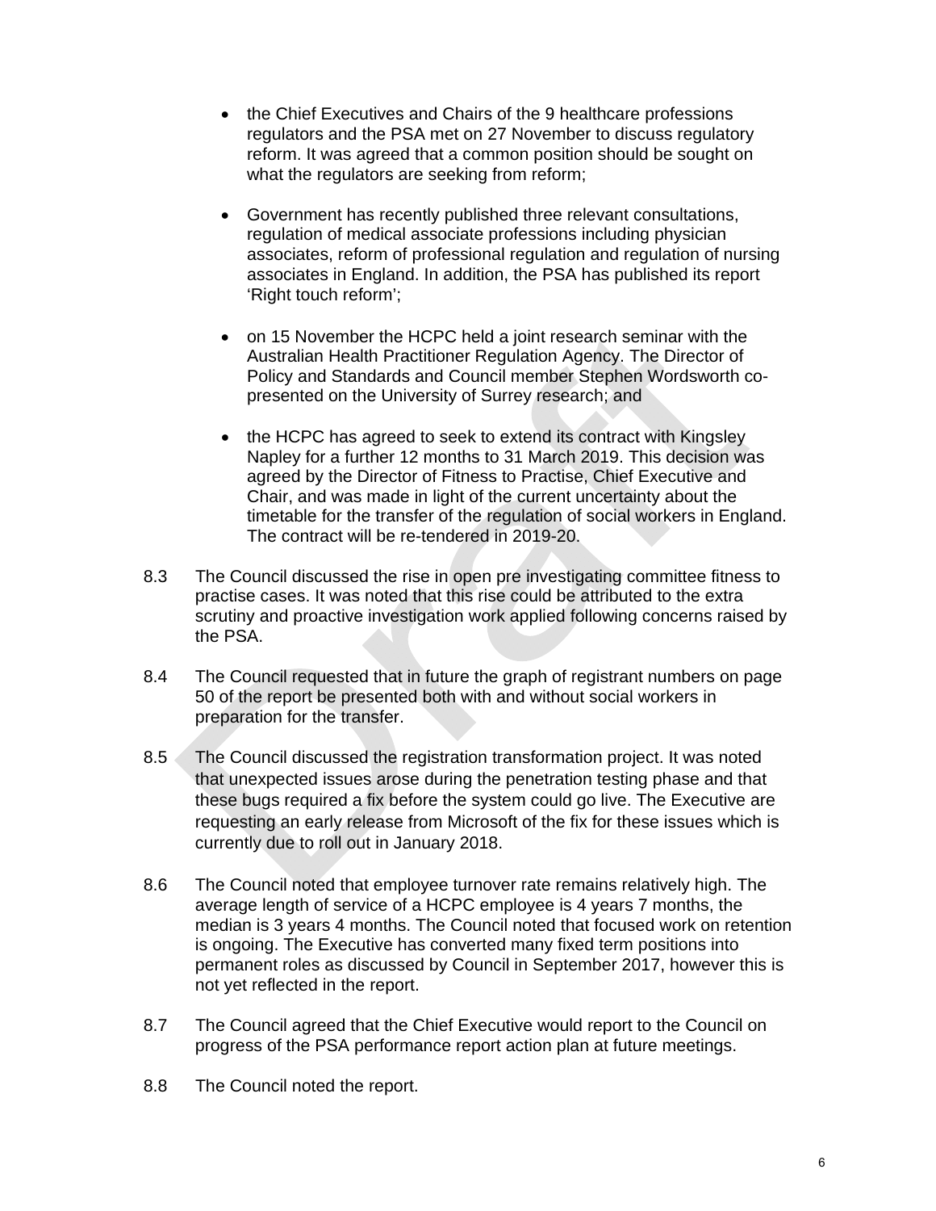- the Chief Executives and Chairs of the 9 healthcare professions regulators and the PSA met on 27 November to discuss regulatory reform. It was agreed that a common position should be sought on what the regulators are seeking from reform;

- Government has recently published three relevant consultations, regulation of medical associate professions including physician associates, reform of professional regulation and regulation of nursing associates in England. In addition, the PSA has published its report 'Right touch reform';

- on 15 November the HCPC held a joint research seminar with the Australian Health Practitioner Regulation Agency. The Director of Policy and Standards and Council member Stephen Wordsworth co-presented on the University of Surrey research; and

- the HCPC has agreed to seek to extend its contract with Kingsley Napley for a further 12 months to 31 March 2019. This decision was agreed by the Director of Fitness to Practise, Chief Executive and Chair, and was made in light of the current uncertainty about the timetable for the transfer of the regulation of social workers in England. The contract will be re-tendered in 2019-20.

8.3 The Council discussed the rise in open pre investigating committee fitness to practise cases. It was noted that this rise could be attributed to the extra scrutiny and proactive investigation work applied following concerns raised by the PSA.

8.4 The Council requested that in future the graph of registrant numbers on page 50 of the report be presented both with and without social workers in preparation for the transfer.

8.5 The Council discussed the registration transformation project. It was noted that unexpected issues arose during the penetration testing phase and that these bugs required a fix before the system could go live. The Executive are requesting an early release from Microsoft of the fix for these issues which is currently due to roll out in January 2018.

8.6 The Council noted that employee turnover rate remains relatively high. The average length of service of a HCPC employee is 4 years 7 months, the median is 3 years 4 months. The Council noted that focused work on retention is ongoing. The Executive has converted many fixed term positions into permanent roles as discussed by Council in September 2017, however this is not yet reflected in the report.

8.7 The Council agreed that the Chief Executive would report to the Council on progress of the PSA performance report action plan at future meetings.

8.8 The Council noted the report.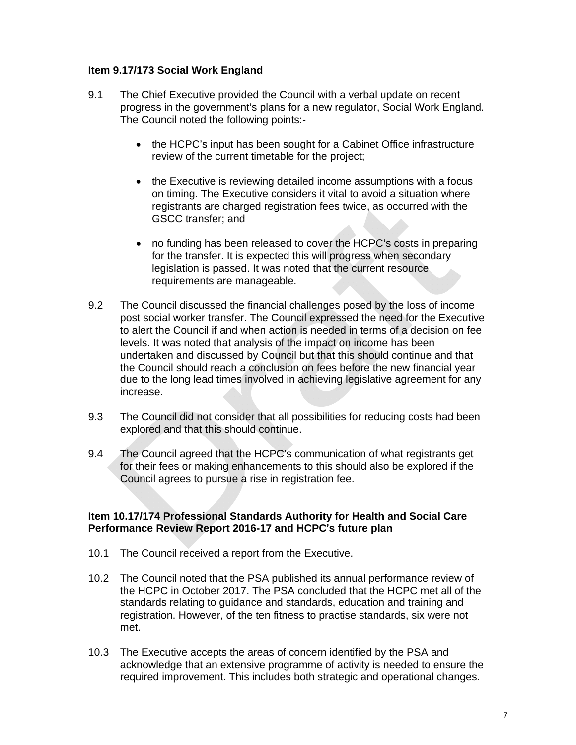**Item 9.17/173 Social Work England**

9.1 The Chief Executive provided the Council with a verbal update on recent progress in the government's plans for a new regulator, Social Work England. The Council noted the following points:-

- the HCPC's input has been sought for a Cabinet Office infrastructure review of the current timetable for the project;
- the Executive is reviewing detailed income assumptions with a focus on timing. The Executive considers it vital to avoid a situation where registrants are charged registration fees twice, as occurred with the GSCC transfer; and
- no funding has been released to cover the HCPC's costs in preparing for the transfer. It is expected this will progress when secondary legislation is passed. It was noted that the current resource requirements are manageable.

9.2 The Council discussed the financial challenges posed by the loss of income post social worker transfer. The Council expressed the need for the Executive to alert the Council if and when action is needed in terms of a decision on fee levels. It was noted that analysis of the impact on income has been undertaken and discussed by Council but that this should continue and that the Council should reach a conclusion on fees before the new financial year due to the long lead times involved in achieving legislative agreement for any increase.

9.3 The Council did not consider that all possibilities for reducing costs had been explored and that this should continue.

9.4 The Council agreed that the HCPC's communication of what registrants get for their fees or making enhancements to this should also be explored if the Council agrees to pursue a rise in registration fee.

**Item 10.17/174 Professional Standards Authority for Health and Social Care Performance Review Report 2016-17 and HCPC's future plan**

10.1 The Council received a report from the Executive.

10.2 The Council noted that the PSA published its annual performance review of the HCPC in October 2017. The PSA concluded that the HCPC met all of the standards relating to guidance and standards, education and training and registration. However, of the ten fitness to practise standards, six were not met.

10.3 The Executive accepts the areas of concern identified by the PSA and acknowledge that an extensive programme of activity is needed to ensure the required improvement. This includes both strategic and operational changes.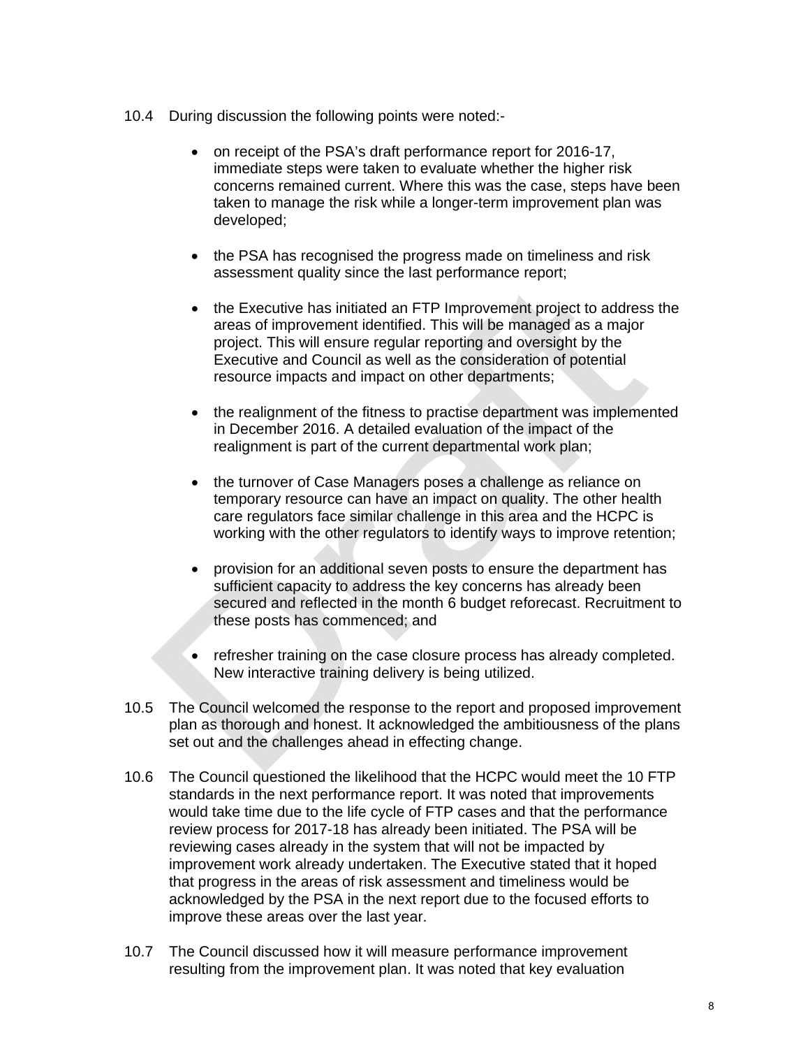10.4 During discussion the following points were noted:-

- on receipt of the PSA's draft performance report for 2016-17, immediate steps were taken to evaluate whether the higher risk concerns remained current. Where this was the case, steps have been taken to manage the risk while a longer-term improvement plan was developed;

- the PSA has recognised the progress made on timeliness and risk assessment quality since the last performance report;

- the Executive has initiated an FTP Improvement project to address the areas of improvement identified. This will be managed as a major project. This will ensure regular reporting and oversight by the Executive and Council as well as the consideration of potential resource impacts and impact on other departments;

- the realignment of the fitness to practise department was implemented in December 2016. A detailed evaluation of the impact of the realignment is part of the current departmental work plan;

- the turnover of Case Managers poses a challenge as reliance on temporary resource can have an impact on quality. The other health care regulators face similar challenge in this area and the HCPC is working with the other regulators to identify ways to improve retention;

- provision for an additional seven posts to ensure the department has sufficient capacity to address the key concerns has already been secured and reflected in the month 6 budget reforecast. Recruitment to these posts has commenced; and

- refresher training on the case closure process has already completed. New interactive training delivery is being utilized.

10.5 The Council welcomed the response to the report and proposed improvement plan as thorough and honest. It acknowledged the ambitiousness of the plans set out and the challenges ahead in effecting change.

10.6 The Council questioned the likelihood that the HCPC would meet the 10 FTP standards in the next performance report. It was noted that improvements would take time due to the life cycle of FTP cases and that the performance review process for 2017-18 has already been initiated. The PSA will be reviewing cases already in the system that will not be impacted by improvement work already undertaken. The Executive stated that it hoped that progress in the areas of risk assessment and timeliness would be acknowledged by the PSA in the next report due to the focused efforts to improve these areas over the last year.

10.7 The Council discussed how it will measure performance improvement resulting from the improvement plan. It was noted that key evaluation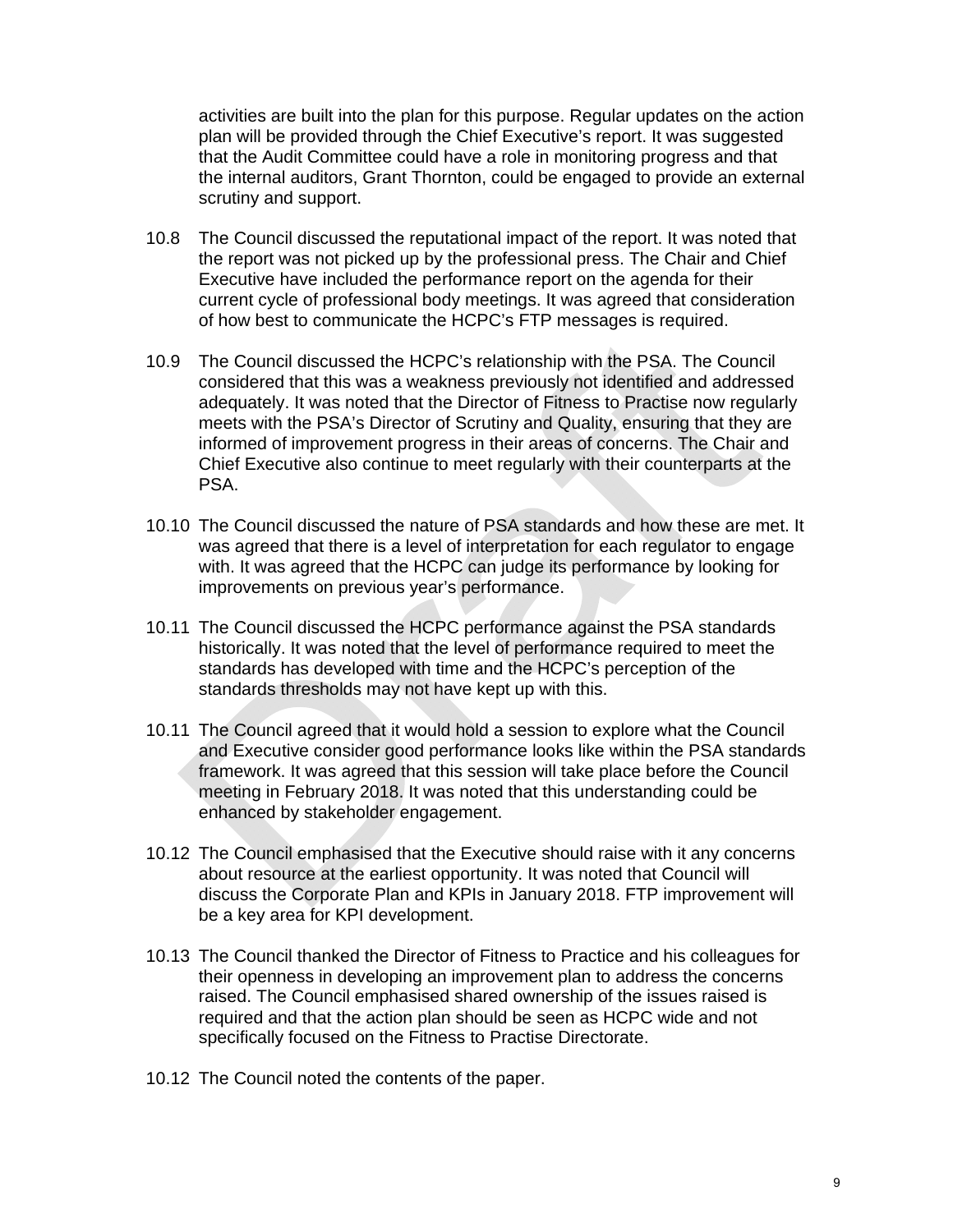activities are built into the plan for this purpose. Regular updates on the action plan will be provided through the Chief Executive's report. It was suggested that the Audit Committee could have a role in monitoring progress and that the internal auditors, Grant Thornton, could be engaged to provide an external scrutiny and support.

10.8 The Council discussed the reputational impact of the report. It was noted that the report was not picked up by the professional press. The Chair and Chief Executive have included the performance report on the agenda for their current cycle of professional body meetings. It was agreed that consideration of how best to communicate the HCPC's FTP messages is required.

10.9 The Council discussed the HCPC's relationship with the PSA. The Council considered that this was a weakness previously not identified and addressed adequately. It was noted that the Director of Fitness to Practise now regularly meets with the PSA's Director of Scrutiny and Quality, ensuring that they are informed of improvement progress in their areas of concerns. The Chair and Chief Executive also continue to meet regularly with their counterparts at the PSA.

10.10 The Council discussed the nature of PSA standards and how these are met. It was agreed that there is a level of interpretation for each regulator to engage with. It was agreed that the HCPC can judge its performance by looking for improvements on previous year's performance.

10.11 The Council discussed the HCPC performance against the PSA standards historically. It was noted that the level of performance required to meet the standards has developed with time and the HCPC's perception of the standards thresholds may not have kept up with this.

10.11 The Council agreed that it would hold a session to explore what the Council and Executive consider good performance looks like within the PSA standards framework. It was agreed that this session will take place before the Council meeting in February 2018. It was noted that this understanding could be enhanced by stakeholder engagement.

10.12 The Council emphasised that the Executive should raise with it any concerns about resource at the earliest opportunity. It was noted that Council will discuss the Corporate Plan and KPIs in January 2018. FTP improvement will be a key area for KPI development.

10.13 The Council thanked the Director of Fitness to Practice and his colleagues for their openness in developing an improvement plan to address the concerns raised. The Council emphasised shared ownership of the issues raised is required and that the action plan should be seen as HCPC wide and not specifically focused on the Fitness to Practise Directorate.

10.12 The Council noted the contents of the paper.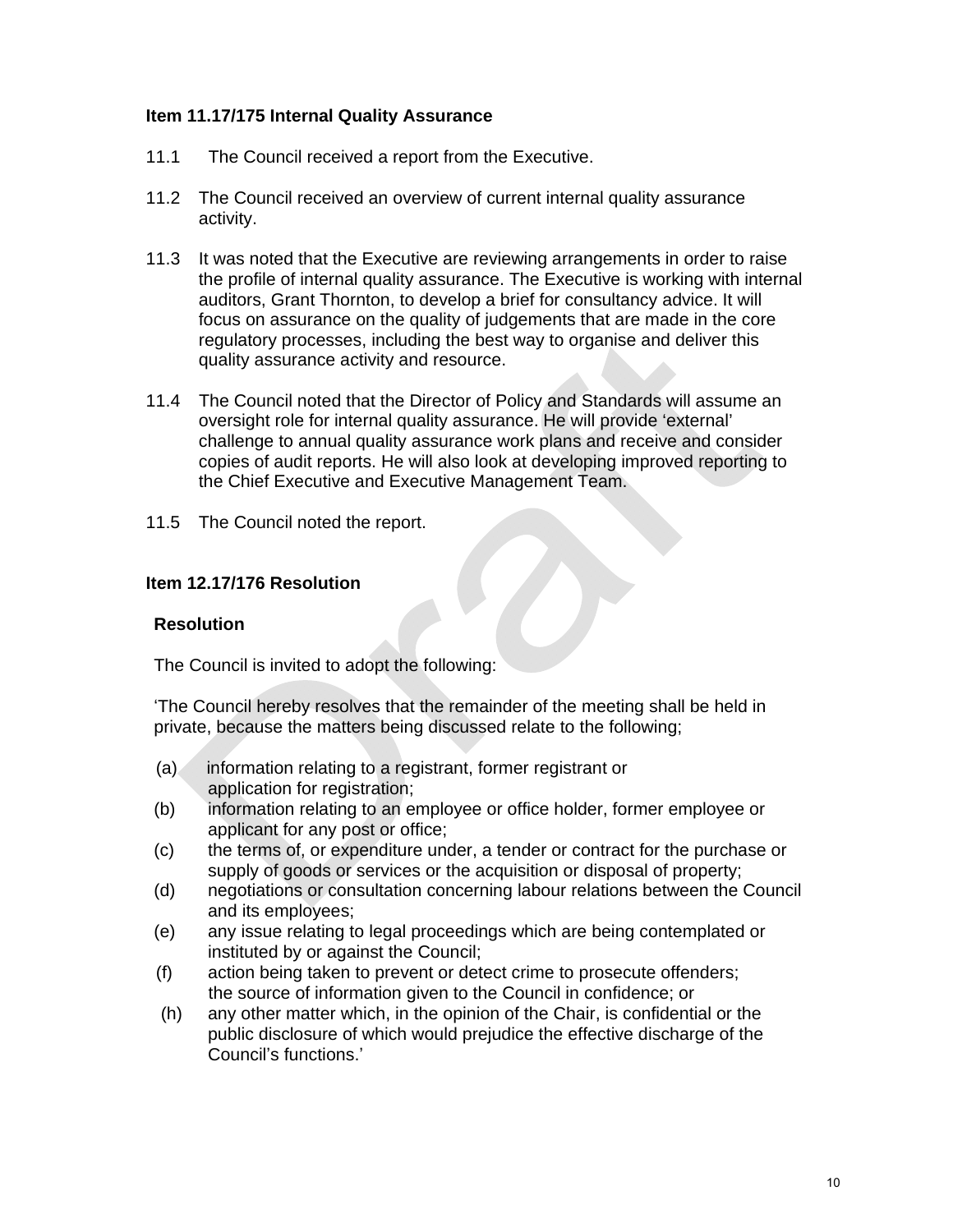**Item 11.17/175 Internal Quality Assurance**

11.1 The Council received a report from the Executive.

11.2 The Council received an overview of current internal quality assurance activity.

11.3 It was noted that the Executive are reviewing arrangements in order to raise the profile of internal quality assurance. The Executive is working with internal auditors, Grant Thornton, to develop a brief for consultancy advice. It will focus on assurance on the quality of judgements that are made in the core regulatory processes, including the best way to organise and deliver this quality assurance activity and resource.

11.4 The Council noted that the Director of Policy and Standards will assume an oversight role for internal quality assurance. He will provide 'external' challenge to annual quality assurance work plans and receive and consider copies of audit reports. He will also look at developing improved reporting to the Chief Executive and Executive Management Team.

11.5 The Council noted the report.

**Item 12.17/176 Resolution**

**Resolution**

The Council is invited to adopt the following:

'The Council hereby resolves that the remainder of the meeting shall be held in private, because the matters being discussed relate to the following;

(a) information relating to a registrant, former registrant or application for registration;
(b) information relating to an employee or office holder, former employee or applicant for any post or office;
(c) the terms of, or expenditure under, a tender or contract for the purchase or supply of goods or services or the acquisition or disposal of property;
(d) negotiations or consultation concerning labour relations between the Council and its employees;
(e) any issue relating to legal proceedings which are being contemplated or instituted by or against the Council;
(f) action being taken to prevent or detect crime to prosecute offenders; the source of information given to the Council in confidence; or
(h) any other matter which, in the opinion of the Chair, is confidential or the public disclosure of which would prejudice the effective discharge of the Council's functions.'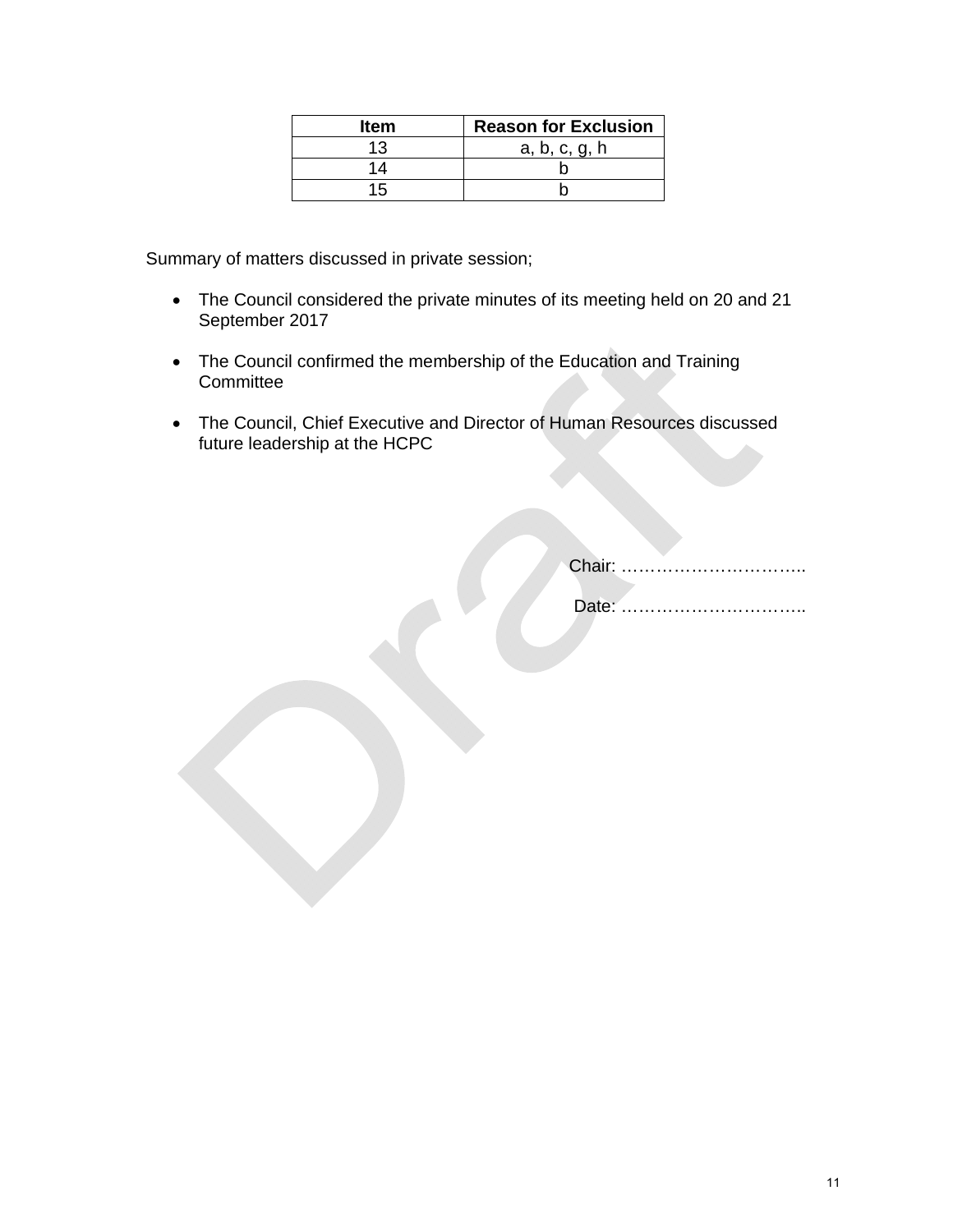| Item | Reason for Exclusion |
| --- | --- |
| 13 | a, b, c, g, h |
| 14 | b |
| 15 | b |

Summary of matters discussed in private session;

- The Council considered the private minutes of its meeting held on 20 and 21 September 2017
- The Council confirmed the membership of the Education and Training Committee
- The Council, Chief Executive and Director of Human Resources discussed future leadership at the HCPC

Chair: …………………………..

Date: …………………………..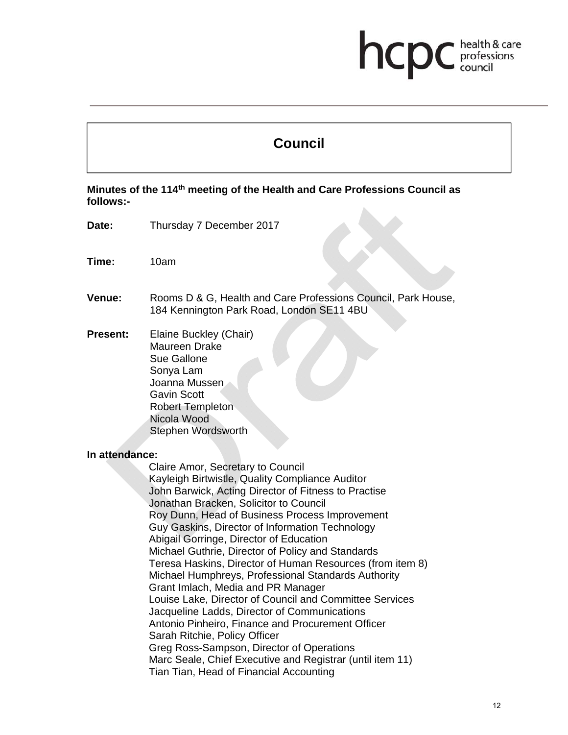# Council

**Minutes of the 114th meeting of the Health and Care Professions Council as follows:-**

**Date:** Thursday 7 December 2017

**Time:** 10am

**Venue:** Rooms D & G, Health and Care Professions Council, Park House, 184 Kennington Park Road, London SE11 4BU

**Present:** Elaine Buckley (Chair)
Maureen Drake
Sue Gallone
Sonya Lam
Joanna Mussen
Gavin Scott
Robert Templeton
Nicola Wood
Stephen Wordsworth

**In attendance:**

Claire Amor, Secretary to Council
Kayleigh Birtwistle, Quality Compliance Auditor
John Barwick, Acting Director of Fitness to Practise
Jonathan Bracken, Solicitor to Council
Roy Dunn, Head of Business Process Improvement
Guy Gaskins, Director of Information Technology
Abigail Gorringe, Director of Education
Michael Guthrie, Director of Policy and Standards
Teresa Haskins, Director of Human Resources (from item 8)
Michael Humphreys, Professional Standards Authority
Grant Imlach, Media and PR Manager
Louise Lake, Director of Council and Committee Services
Jacqueline Ladds, Director of Communications
Antonio Pinheiro, Finance and Procurement Officer
Sarah Ritchie, Policy Officer
Greg Ross-Sampson, Director of Operations
Marc Seale, Chief Executive and Registrar (until item 11)
Tian Tian, Head of Financial Accounting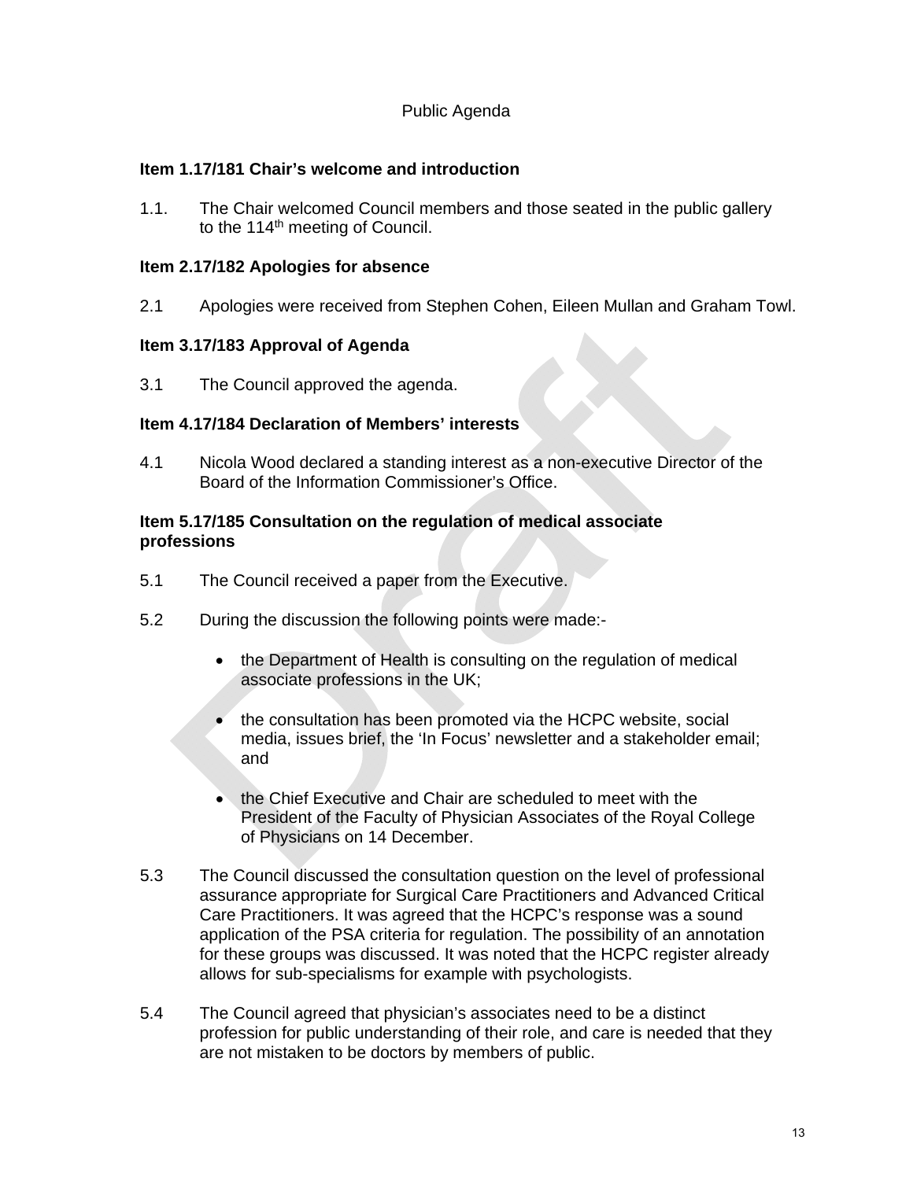Public Agenda

**Item 1.17/181 Chair's welcome and introduction**

1.1. The Chair welcomed Council members and those seated in the public gallery to the 114th meeting of Council.

**Item 2.17/182 Apologies for absence**

2.1 Apologies were received from Stephen Cohen, Eileen Mullan and Graham Towl.

**Item 3.17/183 Approval of Agenda**

3.1 The Council approved the agenda.

**Item 4.17/184 Declaration of Members' interests**

4.1 Nicola Wood declared a standing interest as a non-executive Director of the Board of the Information Commissioner's Office.

**Item 5.17/185 Consultation on the regulation of medical associate professions**

5.1 The Council received a paper from the Executive.

5.2 During the discussion the following points were made:-

- the Department of Health is consulting on the regulation of medical associate professions in the UK;
- the consultation has been promoted via the HCPC website, social media, issues brief, the 'In Focus' newsletter and a stakeholder email; and
- the Chief Executive and Chair are scheduled to meet with the President of the Faculty of Physician Associates of the Royal College of Physicians on 14 December.

5.3 The Council discussed the consultation question on the level of professional assurance appropriate for Surgical Care Practitioners and Advanced Critical Care Practitioners. It was agreed that the HCPC's response was a sound application of the PSA criteria for regulation. The possibility of an annotation for these groups was discussed. It was noted that the HCPC register already allows for sub-specialisms for example with psychologists.

5.4 The Council agreed that physician's associates need to be a distinct profession for public understanding of their role, and care is needed that they are not mistaken to be doctors by members of public.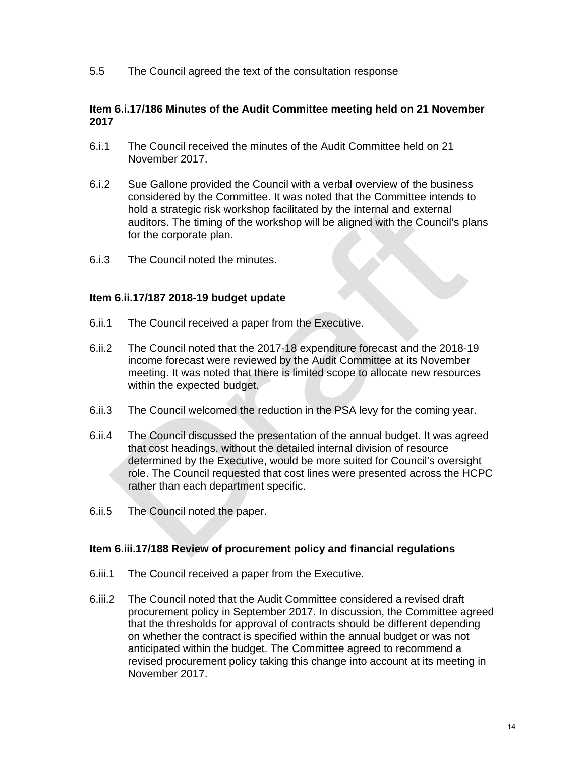5.5 The Council agreed the text of the consultation response

**Item 6.i.17/186 Minutes of the Audit Committee meeting held on 21 November 2017**

6.i.1 The Council received the minutes of the Audit Committee held on 21 November 2017.

6.i.2 Sue Gallone provided the Council with a verbal overview of the business considered by the Committee. It was noted that the Committee intends to hold a strategic risk workshop facilitated by the internal and external auditors. The timing of the workshop will be aligned with the Council's plans for the corporate plan.

6.i.3 The Council noted the minutes.

**Item 6.ii.17/187 2018-19 budget update**

6.ii.1 The Council received a paper from the Executive.

6.ii.2 The Council noted that the 2017-18 expenditure forecast and the 2018-19 income forecast were reviewed by the Audit Committee at its November meeting. It was noted that there is limited scope to allocate new resources within the expected budget.

6.ii.3 The Council welcomed the reduction in the PSA levy for the coming year.

6.ii.4 The Council discussed the presentation of the annual budget. It was agreed that cost headings, without the detailed internal division of resource determined by the Executive, would be more suited for Council's oversight role. The Council requested that cost lines were presented across the HCPC rather than each department specific.

6.ii.5 The Council noted the paper.

**Item 6.iii.17/188 Review of procurement policy and financial regulations**

6.iii.1 The Council received a paper from the Executive.

6.iii.2 The Council noted that the Audit Committee considered a revised draft procurement policy in September 2017. In discussion, the Committee agreed that the thresholds for approval of contracts should be different depending on whether the contract is specified within the annual budget or was not anticipated within the budget. The Committee agreed to recommend a revised procurement policy taking this change into account at its meeting in November 2017.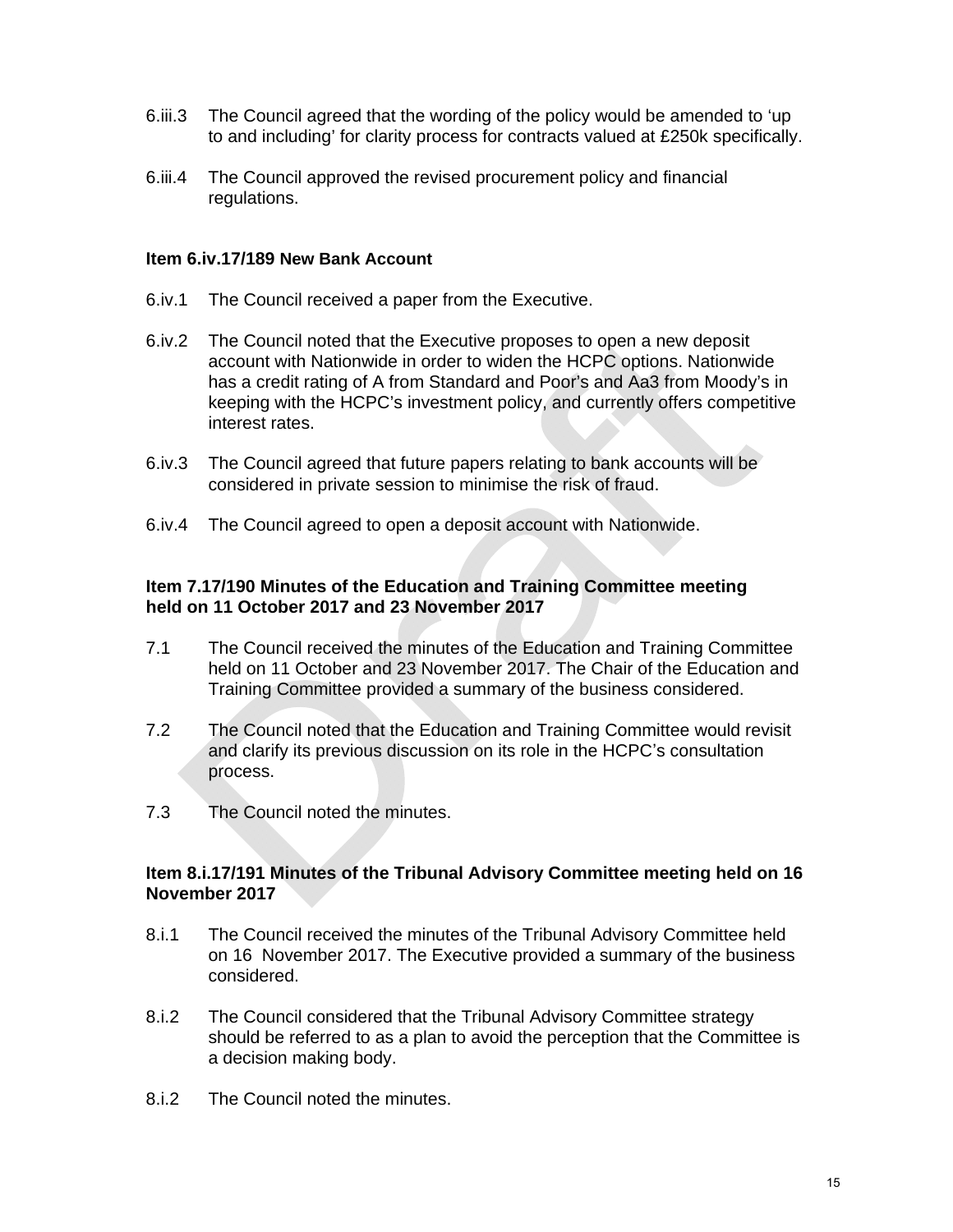6.iii.3 The Council agreed that the wording of the policy would be amended to 'up to and including' for clarity process for contracts valued at £250k specifically.

6.iii.4 The Council approved the revised procurement policy and financial regulations.

**Item 6.iv.17/189 New Bank Account**

6.iv.1 The Council received a paper from the Executive.

6.iv.2 The Council noted that the Executive proposes to open a new deposit account with Nationwide in order to widen the HCPC options. Nationwide has a credit rating of A from Standard and Poor's and Aa3 from Moody's in keeping with the HCPC's investment policy, and currently offers competitive interest rates.

6.iv.3 The Council agreed that future papers relating to bank accounts will be considered in private session to minimise the risk of fraud.

6.iv.4 The Council agreed to open a deposit account with Nationwide.

**Item 7.17/190 Minutes of the Education and Training Committee meeting held on 11 October 2017 and 23 November 2017**

7.1 The Council received the minutes of the Education and Training Committee held on 11 October and 23 November 2017. The Chair of the Education and Training Committee provided a summary of the business considered.

7.2 The Council noted that the Education and Training Committee would revisit and clarify its previous discussion on its role in the HCPC's consultation process.

7.3 The Council noted the minutes.

**Item 8.i.17/191 Minutes of the Tribunal Advisory Committee meeting held on 16 November 2017**

8.i.1 The Council received the minutes of the Tribunal Advisory Committee held on 16 November 2017. The Executive provided a summary of the business considered.

8.i.2 The Council considered that the Tribunal Advisory Committee strategy should be referred to as a plan to avoid the perception that the Committee is a decision making body.

8.i.2 The Council noted the minutes.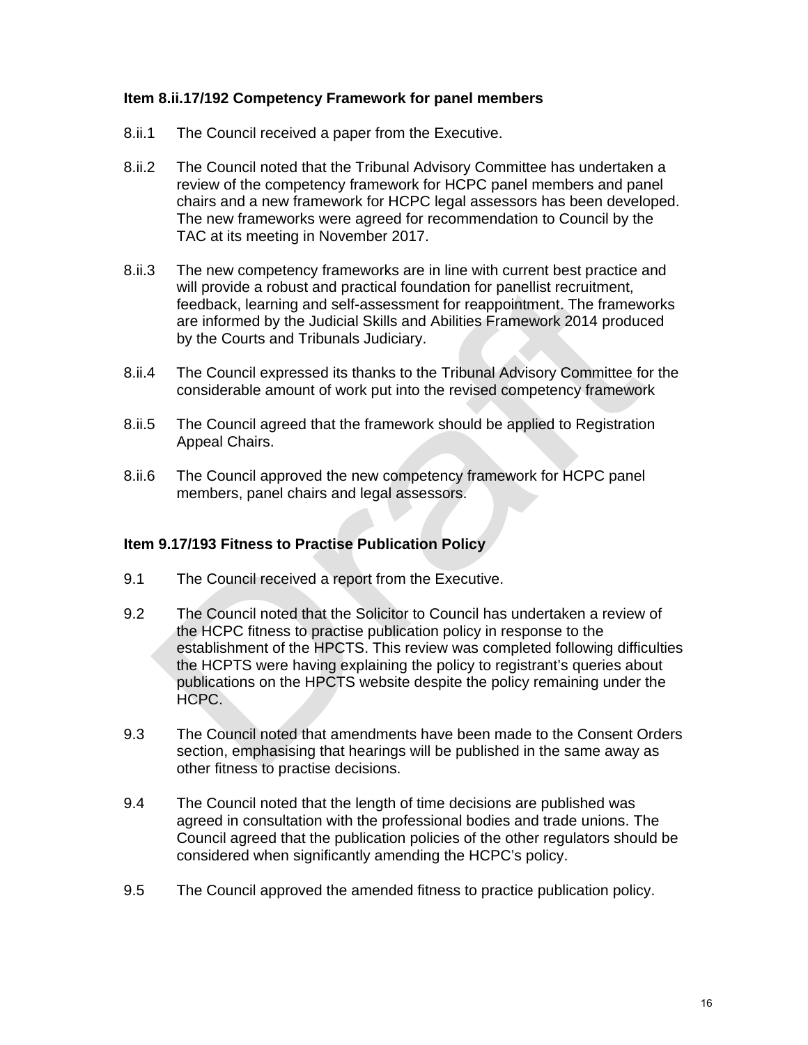**Item 8.ii.17/192 Competency Framework for panel members**

8.ii.1 The Council received a paper from the Executive.

8.ii.2 The Council noted that the Tribunal Advisory Committee has undertaken a review of the competency framework for HCPC panel members and panel chairs and a new framework for HCPC legal assessors has been developed. The new frameworks were agreed for recommendation to Council by the TAC at its meeting in November 2017.

8.ii.3 The new competency frameworks are in line with current best practice and will provide a robust and practical foundation for panellist recruitment, feedback, learning and self-assessment for reappointment. The frameworks are informed by the Judicial Skills and Abilities Framework 2014 produced by the Courts and Tribunals Judiciary.

8.ii.4 The Council expressed its thanks to the Tribunal Advisory Committee for the considerable amount of work put into the revised competency framework

8.ii.5 The Council agreed that the framework should be applied to Registration Appeal Chairs.

8.ii.6 The Council approved the new competency framework for HCPC panel members, panel chairs and legal assessors.

**Item 9.17/193 Fitness to Practise Publication Policy**

9.1 The Council received a report from the Executive.

9.2 The Council noted that the Solicitor to Council has undertaken a review of the HCPC fitness to practise publication policy in response to the establishment of the HPCTS. This review was completed following difficulties the HCPTS were having explaining the policy to registrant's queries about publications on the HPCTS website despite the policy remaining under the HCPC.

9.3 The Council noted that amendments have been made to the Consent Orders section, emphasising that hearings will be published in the same away as other fitness to practise decisions.

9.4 The Council noted that the length of time decisions are published was agreed in consultation with the professional bodies and trade unions. The Council agreed that the publication policies of the other regulators should be considered when significantly amending the HCPC's policy.

9.5 The Council approved the amended fitness to practice publication policy.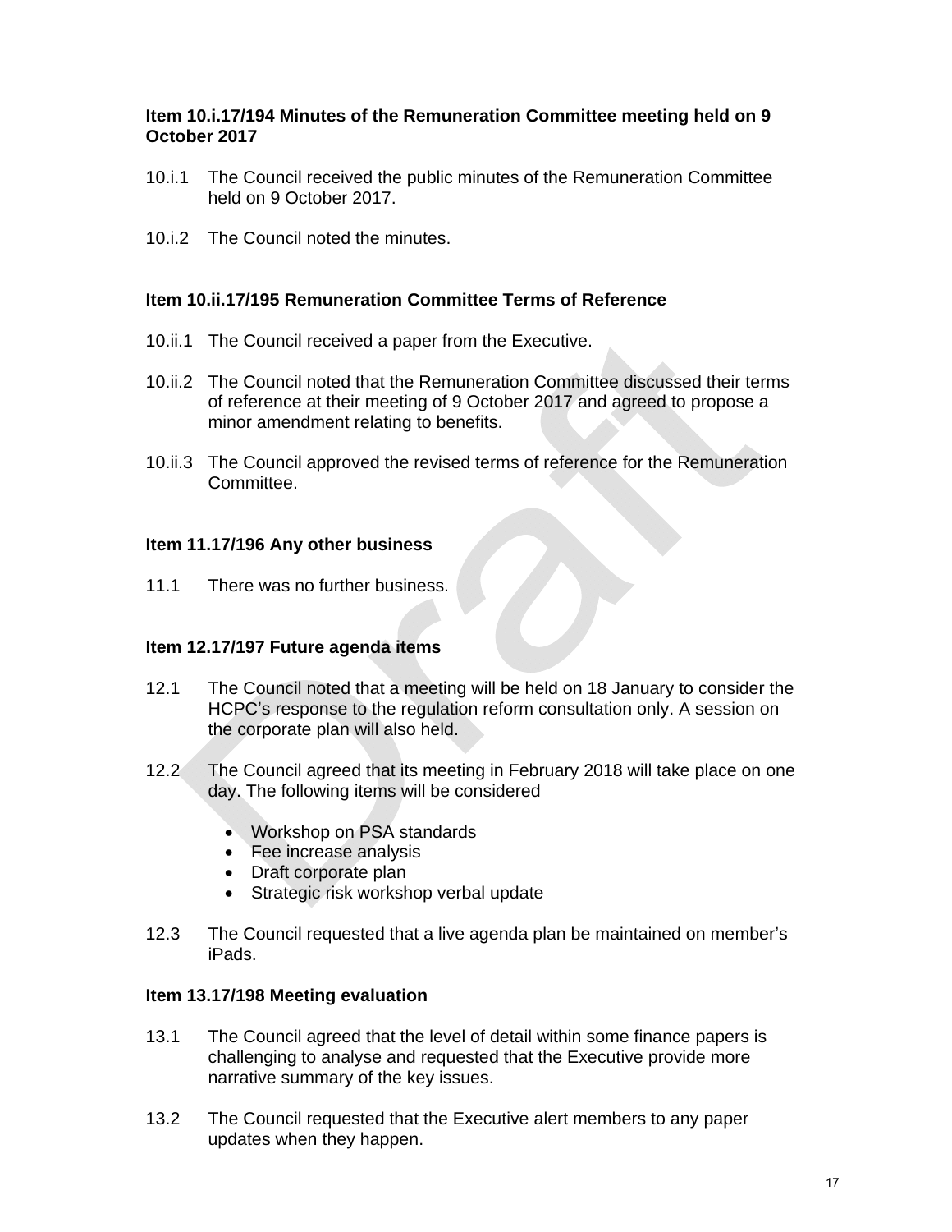### Item 10.i.17/194 Minutes of the Remuneration Committee meeting held on 9 October 2017

10.i.1 The Council received the public minutes of the Remuneration Committee held on 9 October 2017.

10.i.2 The Council noted the minutes.

### Item 10.ii.17/195 Remuneration Committee Terms of Reference

10.ii.1 The Council received a paper from the Executive.

10.ii.2 The Council noted that the Remuneration Committee discussed their terms of reference at their meeting of 9 October 2017 and agreed to propose a minor amendment relating to benefits.

10.ii.3 The Council approved the revised terms of reference for the Remuneration Committee.

### Item 11.17/196 Any other business

11.1 There was no further business.

### Item 12.17/197 Future agenda items

12.1 The Council noted that a meeting will be held on 18 January to consider the HCPC's response to the regulation reform consultation only. A session on the corporate plan will also held.

12.2 The Council agreed that its meeting in February 2018 will take place on one day. The following items will be considered

- Workshop on PSA standards
- Fee increase analysis
- Draft corporate plan
- Strategic risk workshop verbal update

12.3 The Council requested that a live agenda plan be maintained on member's iPads.

### Item 13.17/198 Meeting evaluation

13.1 The Council agreed that the level of detail within some finance papers is challenging to analyse and requested that the Executive provide more narrative summary of the key issues.

13.2 The Council requested that the Executive alert members to any paper updates when they happen.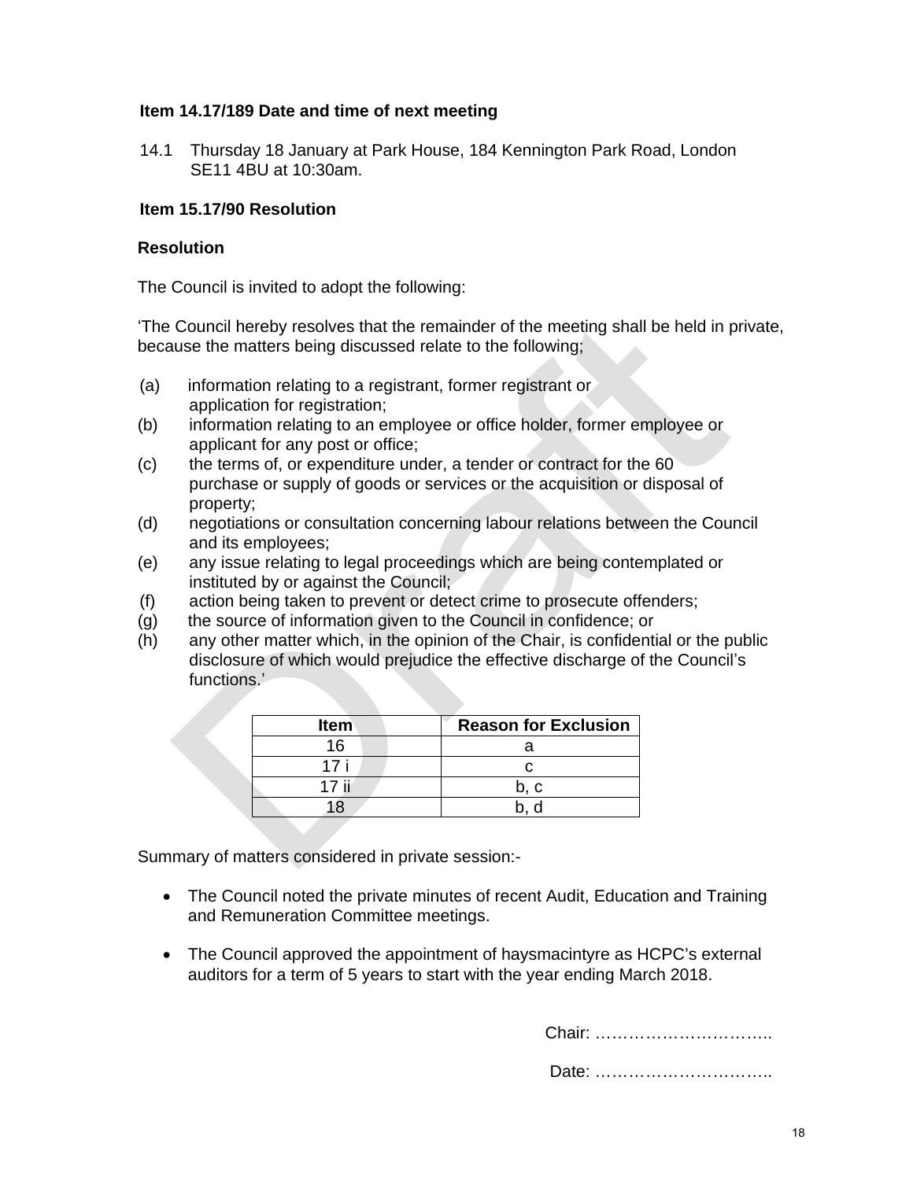**Item 14.17/189 Date and time of next meeting**

14.1 Thursday 18 January at Park House, 184 Kennington Park Road, London SE11 4BU at 10:30am.

**Item 15.17/90 Resolution**

**Resolution**

The Council is invited to adopt the following:

‘The Council hereby resolves that the remainder of the meeting shall be held in private, because the matters being discussed relate to the following;

(a) information relating to a registrant, former registrant or application for registration;
(b) information relating to an employee or office holder, former employee or applicant for any post or office;
(c) the terms of, or expenditure under, a tender or contract for the 60 purchase or supply of goods or services or the acquisition or disposal of property;
(d) negotiations or consultation concerning labour relations between the Council and its employees;
(e) any issue relating to legal proceedings which are being contemplated or instituted by or against the Council;
(f) action being taken to prevent or detect crime to prosecute offenders;
(g) the source of information given to the Council in confidence; or
(h) any other matter which, in the opinion of the Chair, is confidential or the public disclosure of which would prejudice the effective discharge of the Council’s functions.’

| Item | Reason for Exclusion |
|---|---|
| 16 | a |
| 17 i | c |
| 17 ii | b, c |
| 18 | b, d |

Summary of matters considered in private session:-

- The Council noted the private minutes of recent Audit, Education and Training and Remuneration Committee meetings.
- The Council approved the appointment of haysmacintyre as HCPC’s external auditors for a term of 5 years to start with the year ending March 2018.

Chair: …………………………..

Date: …………………………..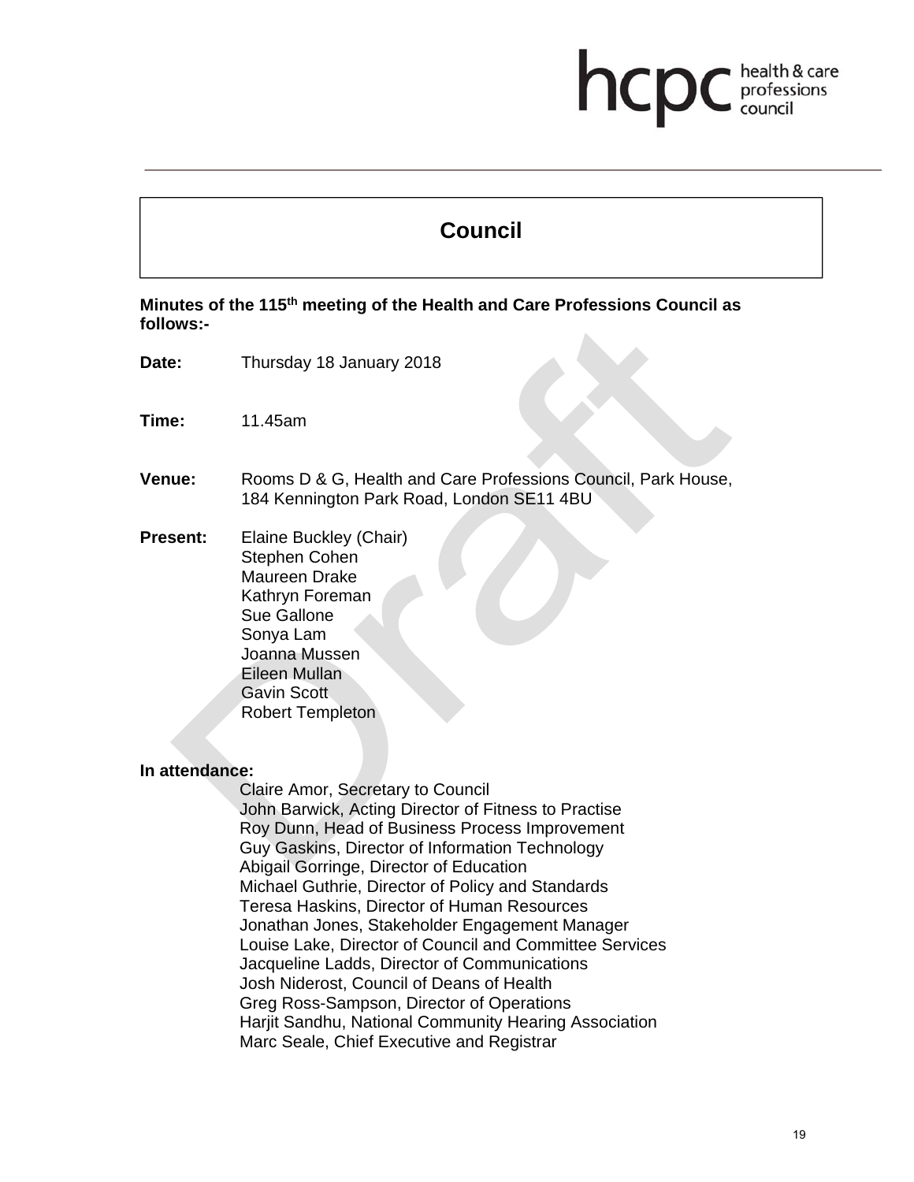# Council

**Minutes of the 115th meeting of the Health and Care Professions Council as follows:-**

**Date:** Thursday 18 January 2018

**Time:** 11.45am

**Venue:** Rooms D & G, Health and Care Professions Council, Park House, 184 Kennington Park Road, London SE11 4BU

**Present:** Elaine Buckley (Chair)
Stephen Cohen
Maureen Drake
Kathryn Foreman
Sue Gallone
Sonya Lam
Joanna Mussen
Eileen Mullan
Gavin Scott
Robert Templeton

**In attendance:**
Claire Amor, Secretary to Council
John Barwick, Acting Director of Fitness to Practise
Roy Dunn, Head of Business Process Improvement
Guy Gaskins, Director of Information Technology
Abigail Gorringe, Director of Education
Michael Guthrie, Director of Policy and Standards
Teresa Haskins, Director of Human Resources
Jonathan Jones, Stakeholder Engagement Manager
Louise Lake, Director of Council and Committee Services
Jacqueline Ladds, Director of Communications
Josh Niderost, Council of Deans of Health
Greg Ross-Sampson, Director of Operations
Harjit Sandhu, National Community Hearing Association
Marc Seale, Chief Executive and Registrar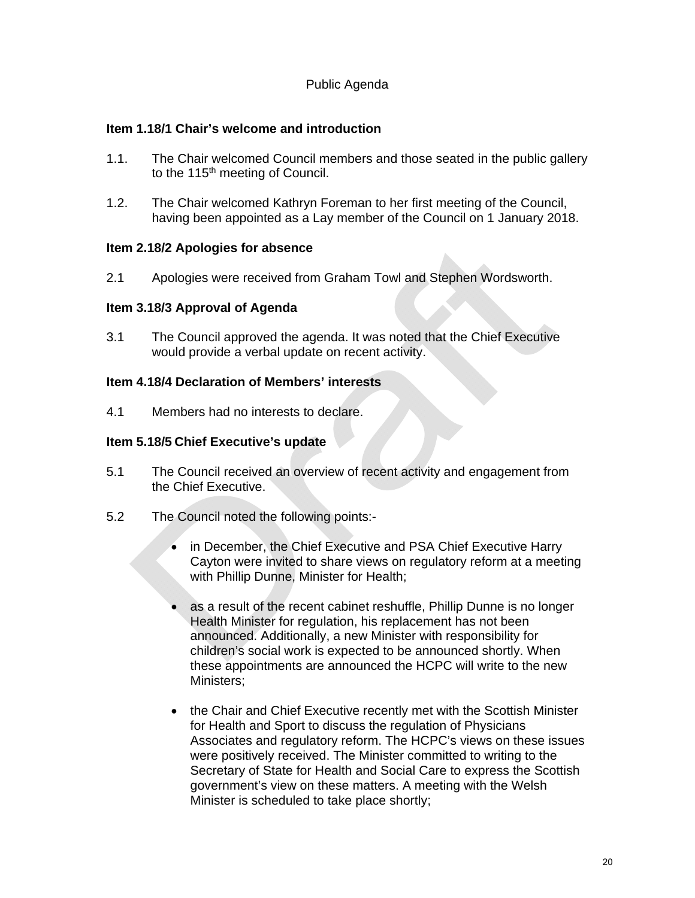Public Agenda

**Item 1.18/1 Chair's welcome and introduction**

1.1. The Chair welcomed Council members and those seated in the public gallery to the 115th meeting of Council.

1.2. The Chair welcomed Kathryn Foreman to her first meeting of the Council, having been appointed as a Lay member of the Council on 1 January 2018.

**Item 2.18/2 Apologies for absence**

2.1 Apologies were received from Graham Towl and Stephen Wordsworth.

**Item 3.18/3 Approval of Agenda**

3.1 The Council approved the agenda. It was noted that the Chief Executive would provide a verbal update on recent activity.

**Item 4.18/4 Declaration of Members' interests**

4.1 Members had no interests to declare.

**Item 5.18/5 Chief Executive's update**

5.1 The Council received an overview of recent activity and engagement from the Chief Executive.

5.2 The Council noted the following points:-

- in December, the Chief Executive and PSA Chief Executive Harry Cayton were invited to share views on regulatory reform at a meeting with Phillip Dunne, Minister for Health;

- as a result of the recent cabinet reshuffle, Phillip Dunne is no longer Health Minister for regulation, his replacement has not been announced. Additionally, a new Minister with responsibility for children's social work is expected to be announced shortly. When these appointments are announced the HCPC will write to the new Ministers;

- the Chair and Chief Executive recently met with the Scottish Minister for Health and Sport to discuss the regulation of Physicians Associates and regulatory reform. The HCPC's views on these issues were positively received. The Minister committed to writing to the Secretary of State for Health and Social Care to express the Scottish government's view on these matters. A meeting with the Welsh Minister is scheduled to take place shortly;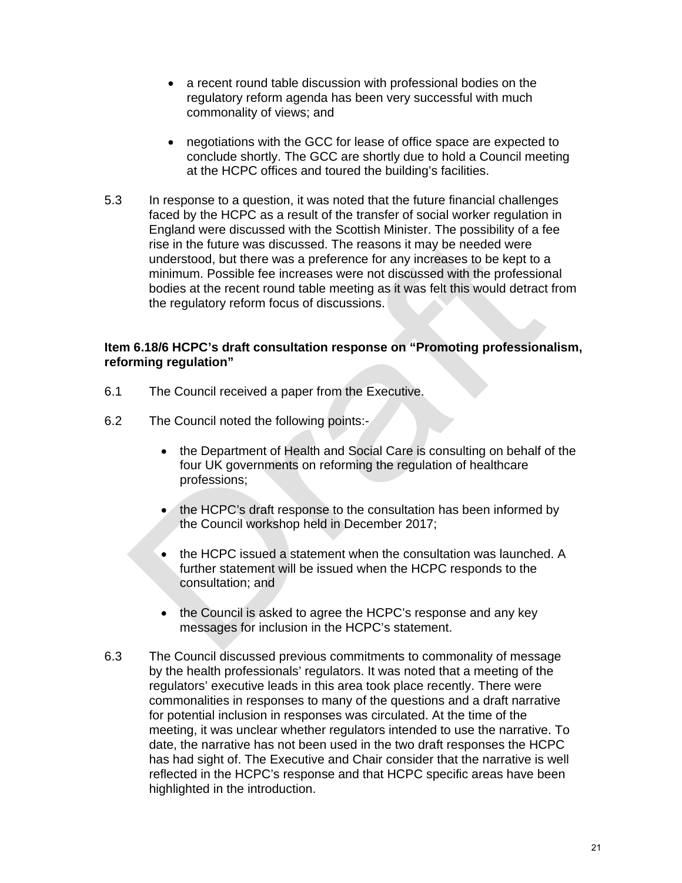- a recent round table discussion with professional bodies on the regulatory reform agenda has been very successful with much commonality of views; and

- negotiations with the GCC for lease of office space are expected to conclude shortly. The GCC are shortly due to hold a Council meeting at the HCPC offices and toured the building's facilities.

5.3 In response to a question, it was noted that the future financial challenges faced by the HCPC as a result of the transfer of social worker regulation in England were discussed with the Scottish Minister. The possibility of a fee rise in the future was discussed. The reasons it may be needed were understood, but there was a preference for any increases to be kept to a minimum. Possible fee increases were not discussed with the professional bodies at the recent round table meeting as it was felt this would detract from the regulatory reform focus of discussions.

**Item 6.18/6 HCPC's draft consultation response on "Promoting professionalism, reforming regulation"**

6.1 The Council received a paper from the Executive.

6.2 The Council noted the following points:-

- the Department of Health and Social Care is consulting on behalf of the four UK governments on reforming the regulation of healthcare professions;

- the HCPC's draft response to the consultation has been informed by the Council workshop held in December 2017;

- the HCPC issued a statement when the consultation was launched. A further statement will be issued when the HCPC responds to the consultation; and

- the Council is asked to agree the HCPC's response and any key messages for inclusion in the HCPC's statement.

6.3 The Council discussed previous commitments to commonality of message by the health professionals' regulators. It was noted that a meeting of the regulators' executive leads in this area took place recently. There were commonalities in responses to many of the questions and a draft narrative for potential inclusion in responses was circulated. At the time of the meeting, it was unclear whether regulators intended to use the narrative. To date, the narrative has not been used in the two draft responses the HCPC has had sight of. The Executive and Chair consider that the narrative is well reflected in the HCPC's response and that HCPC specific areas have been highlighted in the introduction.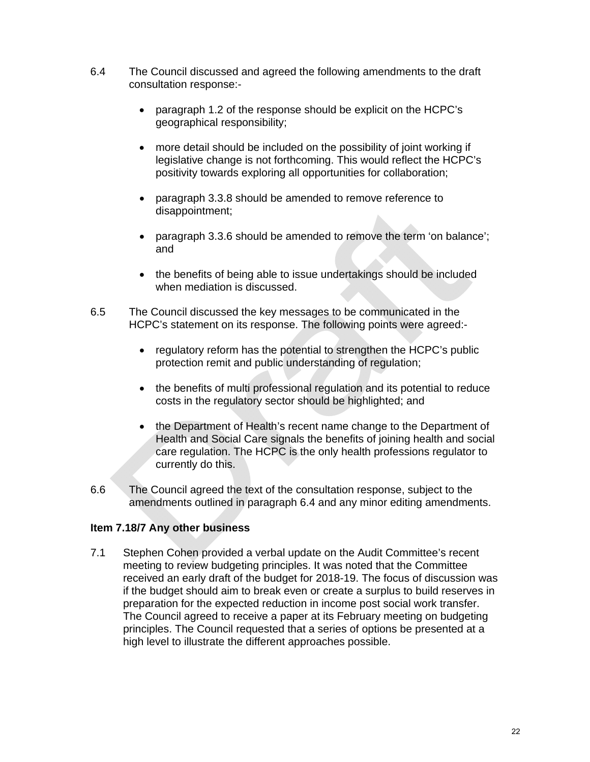6.4 The Council discussed and agreed the following amendments to the draft consultation response:-

- paragraph 1.2 of the response should be explicit on the HCPC's geographical responsibility;
- more detail should be included on the possibility of joint working if legislative change is not forthcoming. This would reflect the HCPC's positivity towards exploring all opportunities for collaboration;
- paragraph 3.3.8 should be amended to remove reference to disappointment;
- paragraph 3.3.6 should be amended to remove the term 'on balance'; and
- the benefits of being able to issue undertakings should be included when mediation is discussed.

6.5 The Council discussed the key messages to be communicated in the HCPC's statement on its response. The following points were agreed:-

- regulatory reform has the potential to strengthen the HCPC's public protection remit and public understanding of regulation;
- the benefits of multi professional regulation and its potential to reduce costs in the regulatory sector should be highlighted; and
- the Department of Health's recent name change to the Department of Health and Social Care signals the benefits of joining health and social care regulation. The HCPC is the only health professions regulator to currently do this.

6.6 The Council agreed the text of the consultation response, subject to the amendments outlined in paragraph 6.4 and any minor editing amendments.

**Item 7.18/7 Any other business**

7.1 Stephen Cohen provided a verbal update on the Audit Committee's recent meeting to review budgeting principles. It was noted that the Committee received an early draft of the budget for 2018-19. The focus of discussion was if the budget should aim to break even or create a surplus to build reserves in preparation for the expected reduction in income post social work transfer. The Council agreed to receive a paper at its February meeting on budgeting principles. The Council requested that a series of options be presented at a high level to illustrate the different approaches possible.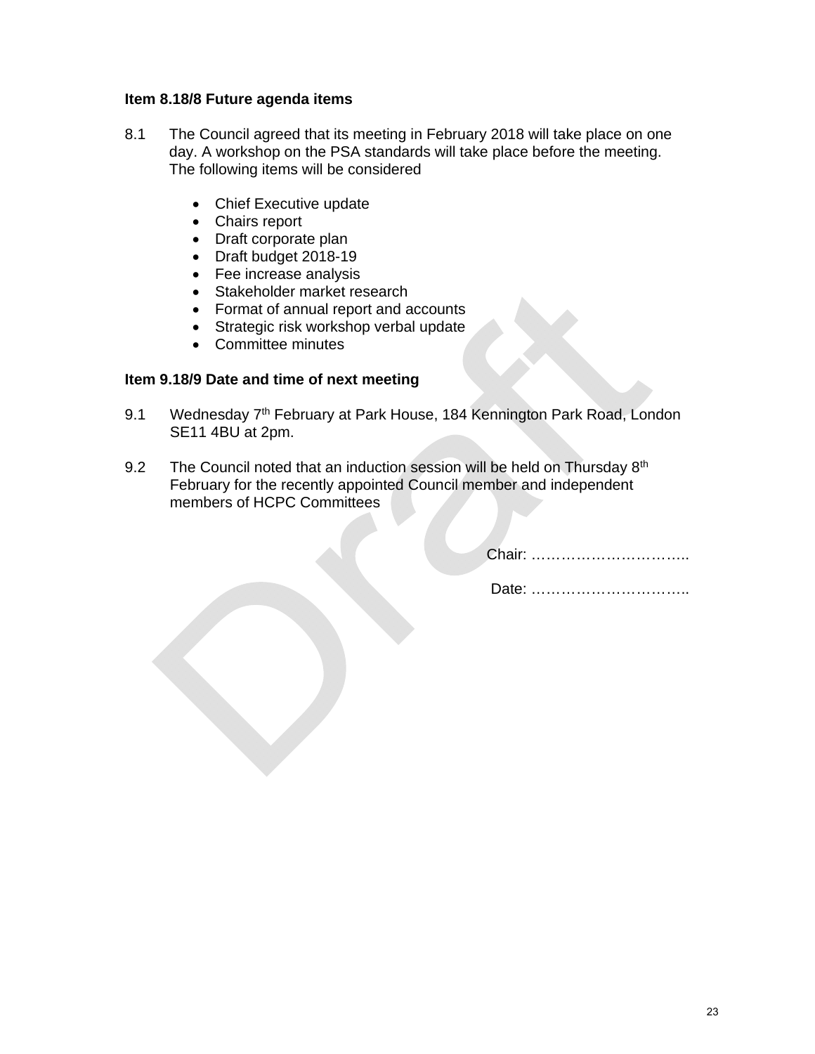**Item 8.18/8 Future agenda items**

8.1 The Council agreed that its meeting in February 2018 will take place on one day. A workshop on the PSA standards will take place before the meeting. The following items will be considered

- Chief Executive update
- Chairs report
- Draft corporate plan
- Draft budget 2018-19
- Fee increase analysis
- Stakeholder market research
- Format of annual report and accounts
- Strategic risk workshop verbal update
- Committee minutes

**Item 9.18/9 Date and time of next meeting**

9.1 Wednesday 7th February at Park House, 184 Kennington Park Road, London SE11 4BU at 2pm.

9.2 The Council noted that an induction session will be held on Thursday 8th February for the recently appointed Council member and independent members of HCPC Committees

Chair: …………………………..

Date: …………………………..